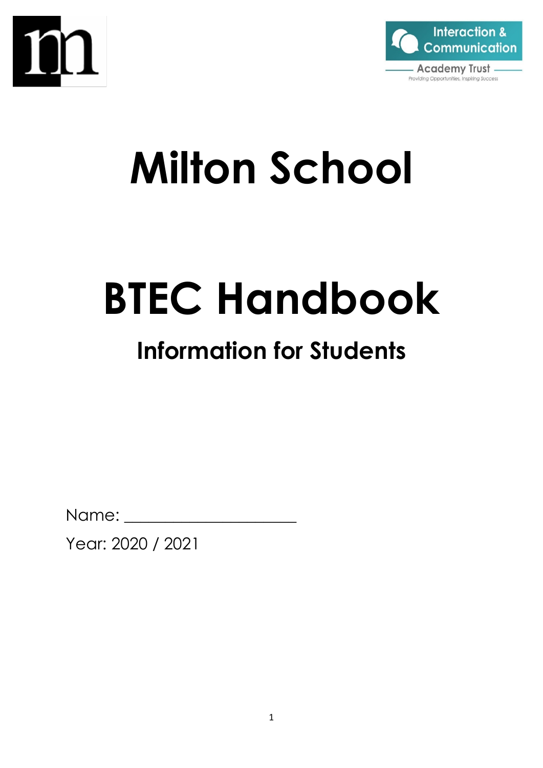# Milton School

# BTEC Handbook

## Information for Students

Name: ____________________

Year: 2020 / 2021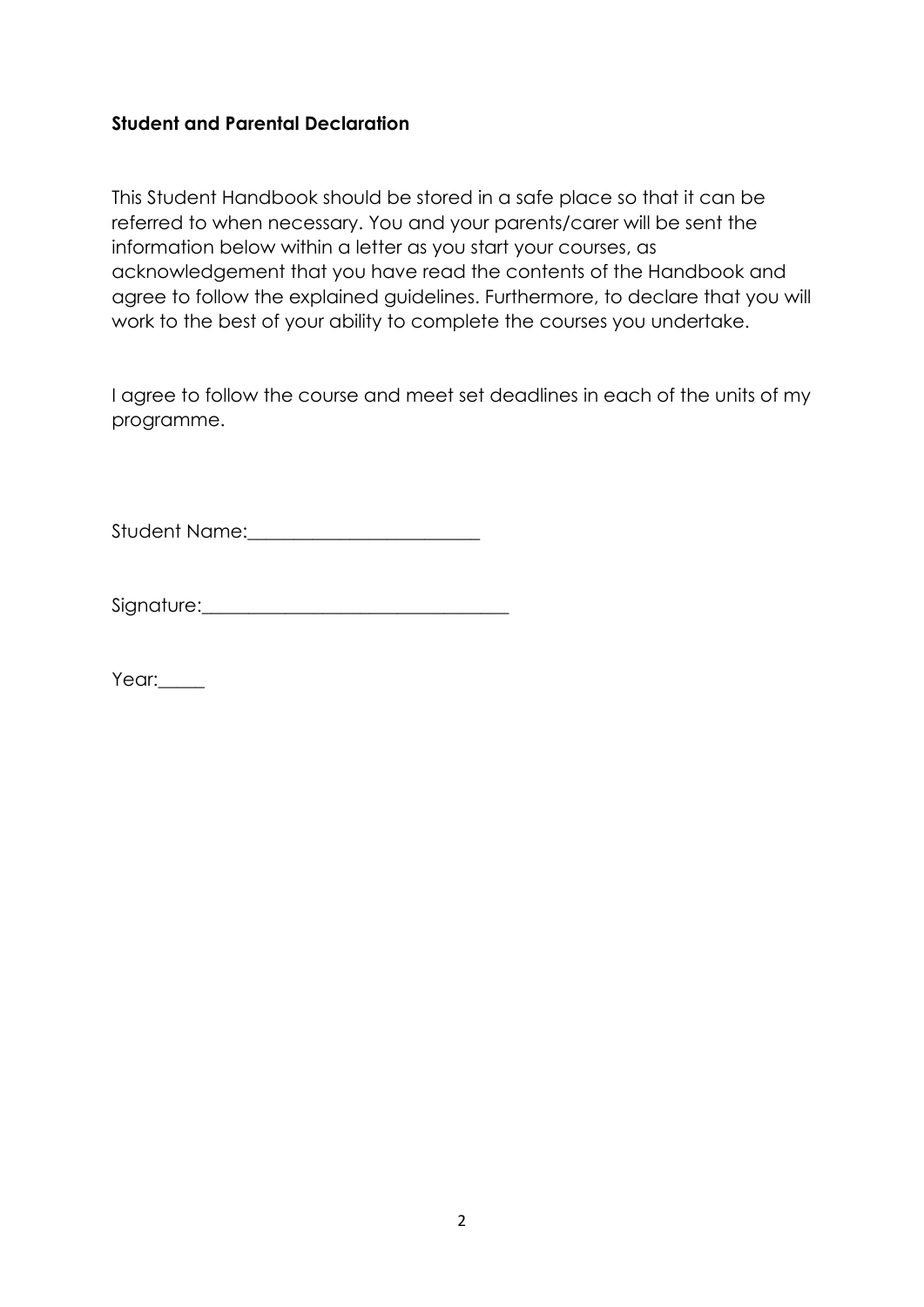**Student and Parental Declaration**

This Student Handbook should be stored in a safe place so that it can be referred to when necessary. You and your parents/carer will be sent the information below within a letter as you start your courses, as acknowledgement that you have read the contents of the Handbook and agree to follow the explained guidelines. Furthermore, to declare that you will work to the best of your ability to complete the courses you undertake.

I agree to follow the course and meet set deadlines in each of the units of my programme.

Student Name:_________________________

Signature:_________________________________

Year:_____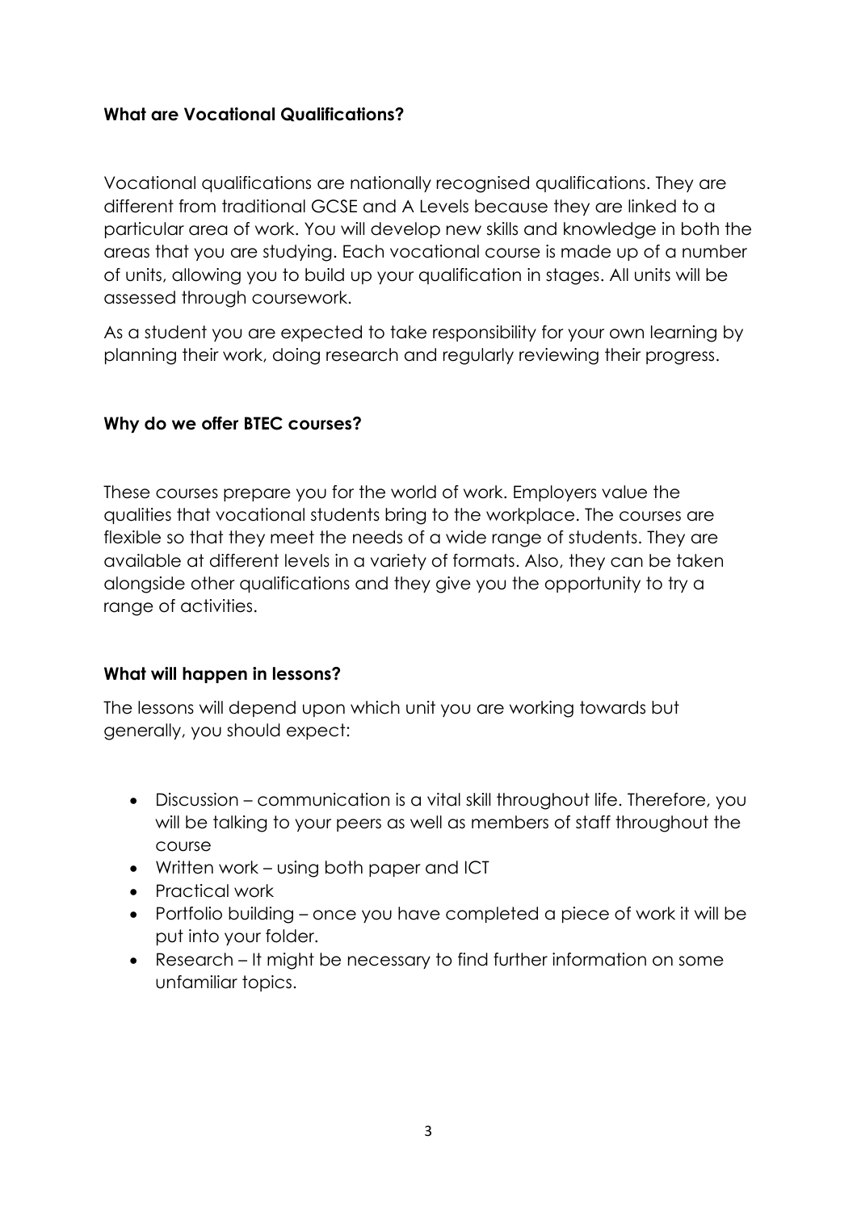**What are Vocational Qualifications?**

Vocational qualifications are nationally recognised qualifications. They are different from traditional GCSE and A Levels because they are linked to a particular area of work. You will develop new skills and knowledge in both the areas that you are studying. Each vocational course is made up of a number of units, allowing you to build up your qualification in stages. All units will be assessed through coursework.

As a student you are expected to take responsibility for your own learning by planning their work, doing research and regularly reviewing their progress.

**Why do we offer BTEC courses?**

These courses prepare you for the world of work. Employers value the qualities that vocational students bring to the workplace. The courses are flexible so that they meet the needs of a wide range of students. They are available at different levels in a variety of formats. Also, they can be taken alongside other qualifications and they give you the opportunity to try a range of activities.

**What will happen in lessons?**

The lessons will depend upon which unit you are working towards but generally, you should expect:

- Discussion – communication is a vital skill throughout life. Therefore, you will be talking to your peers as well as members of staff throughout the course
- Written work – using both paper and ICT
- Practical work
- Portfolio building – once you have completed a piece of work it will be put into your folder.
- Research – It might be necessary to find further information on some unfamiliar topics.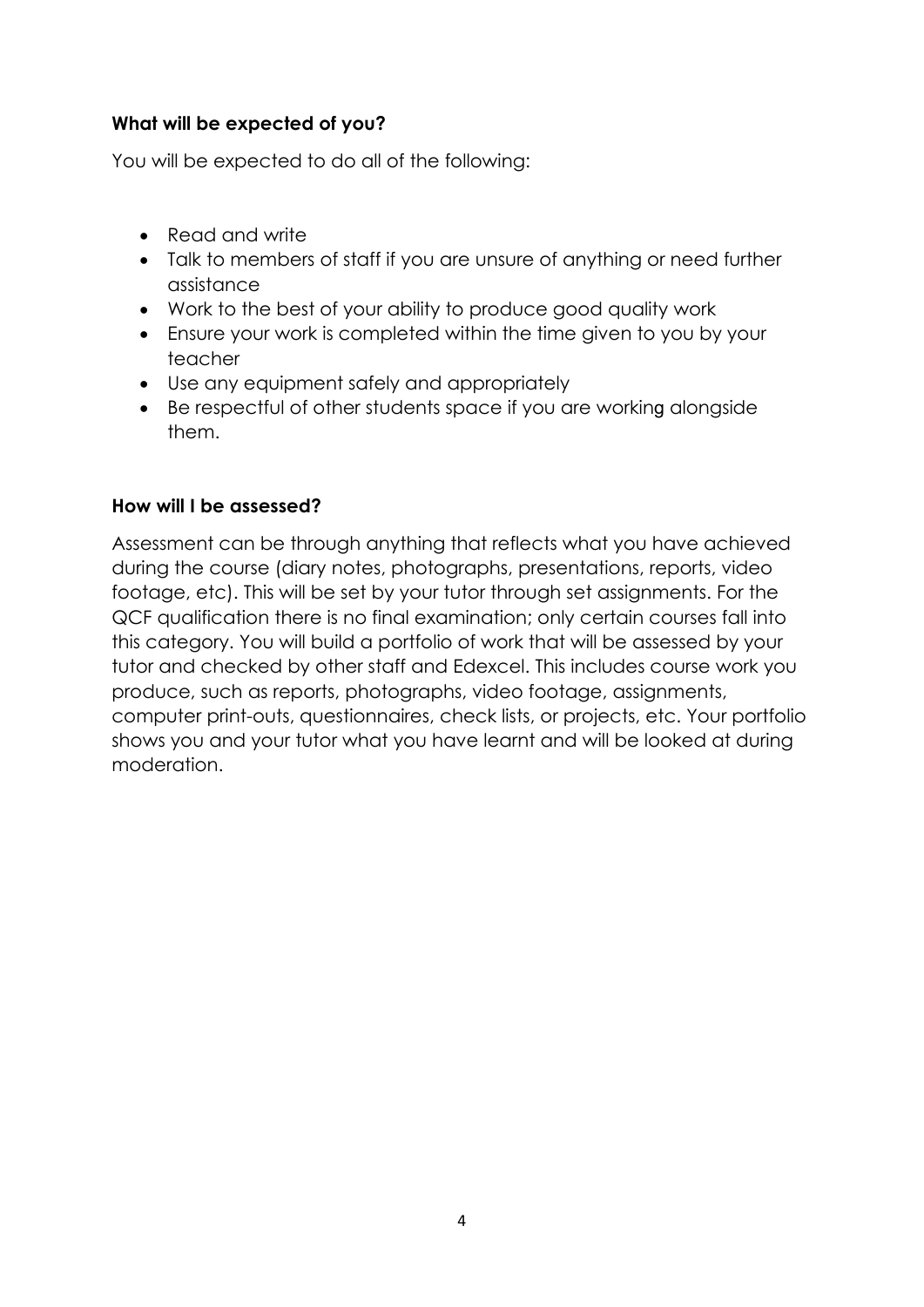**What will be expected of you?**

You will be expected to do all of the following:

- Read and write
- Talk to members of staff if you are unsure of anything or need further assistance
- Work to the best of your ability to produce good quality work
- Ensure your work is completed within the time given to you by your teacher
- Use any equipment safely and appropriately
- Be respectful of other students space if you are working alongside them.

**How will I be assessed?**

Assessment can be through anything that reflects what you have achieved during the course (diary notes, photographs, presentations, reports, video footage, etc). This will be set by your tutor through set assignments. For the QCF qualification there is no final examination; only certain courses fall into this category. You will build a portfolio of work that will be assessed by your tutor and checked by other staff and Edexcel. This includes course work you produce, such as reports, photographs, video footage, assignments, computer print-outs, questionnaires, check lists, or projects, etc. Your portfolio shows you and your tutor what you have learnt and will be looked at during moderation.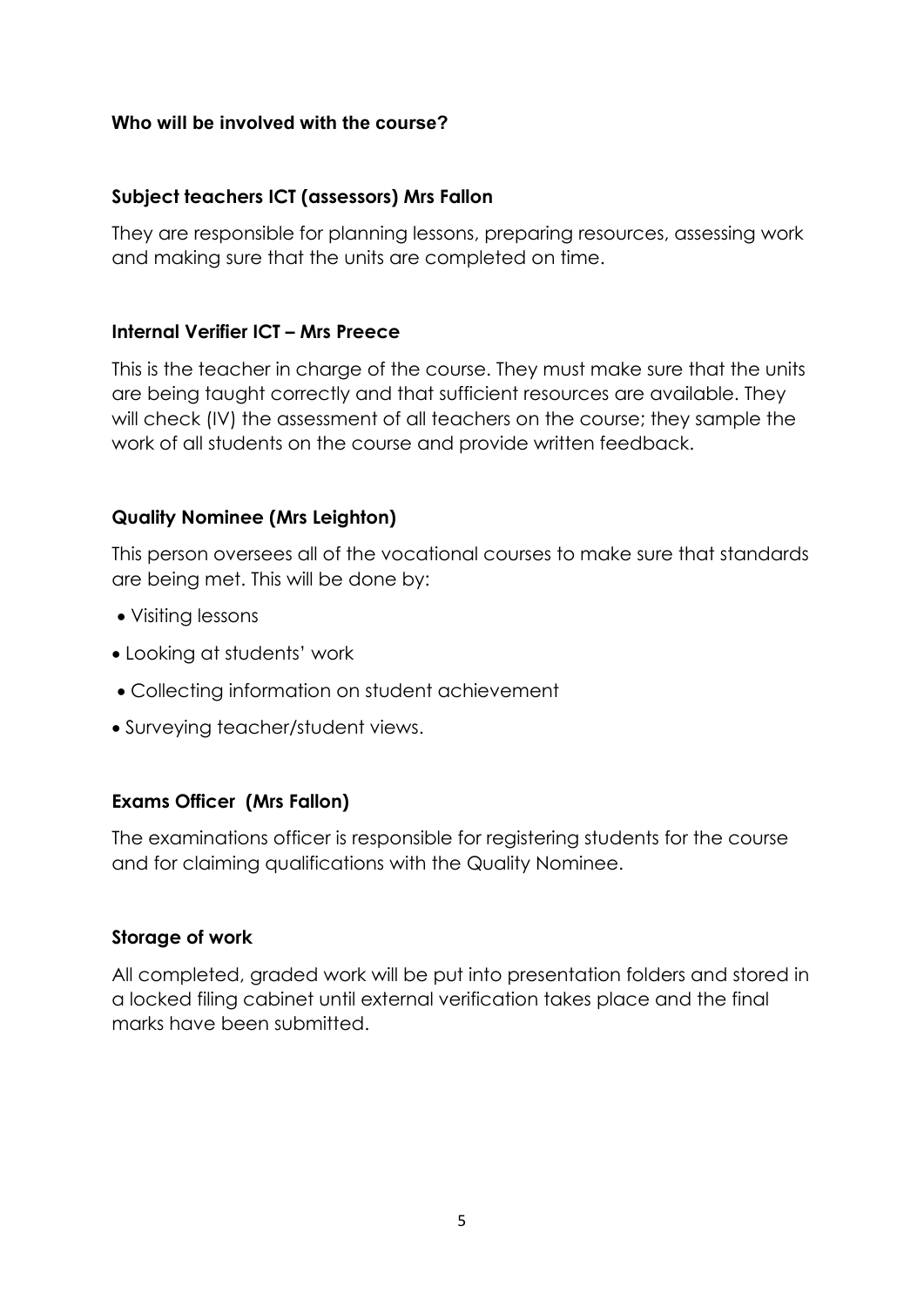### Who will be involved with the course?

#### Subject teachers ICT (assessors) Mrs Fallon

They are responsible for planning lessons, preparing resources, assessing work and making sure that the units are completed on time.

#### Internal Verifier ICT – Mrs Preece

This is the teacher in charge of the course. They must make sure that the units are being taught correctly and that sufficient resources are available. They will check (IV) the assessment of all teachers on the course; they sample the work of all students on the course and provide written feedback.

#### Quality Nominee (Mrs Leighton)

This person oversees all of the vocational courses to make sure that standards are being met. This will be done by:

- Visiting lessons
- Looking at students' work
- Collecting information on student achievement
- Surveying teacher/student views.

#### Exams Officer (Mrs Fallon)

The examinations officer is responsible for registering students for the course and for claiming qualifications with the Quality Nominee.

#### Storage of work

All completed, graded work will be put into presentation folders and stored in a locked filing cabinet until external verification takes place and the final marks have been submitted.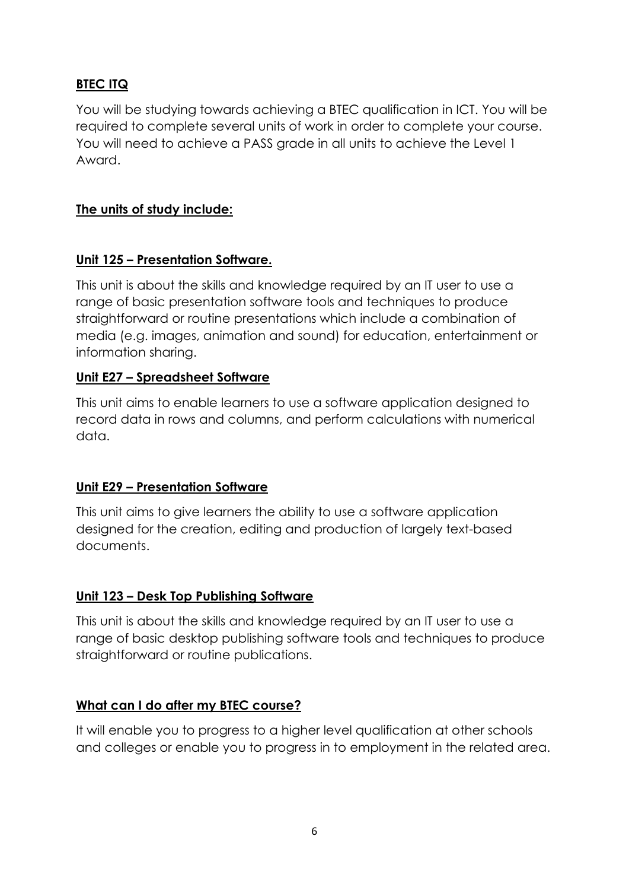## BTEC ITQ

You will be studying towards achieving a BTEC qualification in ICT. You will be required to complete several units of work in order to complete your course. You will need to achieve a PASS grade in all units to achieve the Level 1 Award.

### The units of study include:

### Unit 125 – Presentation Software.

This unit is about the skills and knowledge required by an IT user to use a range of basic presentation software tools and techniques to produce straightforward or routine presentations which include a combination of media (e.g. images, animation and sound) for education, entertainment or information sharing.

### Unit E27 – Spreadsheet Software

This unit aims to enable learners to use a software application designed to record data in rows and columns, and perform calculations with numerical data.

### Unit E29 – Presentation Software

This unit aims to give learners the ability to use a software application designed for the creation, editing and production of largely text-based documents.

### Unit 123 – Desk Top Publishing Software

This unit is about the skills and knowledge required by an IT user to use a range of basic desktop publishing software tools and techniques to produce straightforward or routine publications.

### What can I do after my BTEC course?

It will enable you to progress to a higher level qualification at other schools and colleges or enable you to progress in to employment in the related area.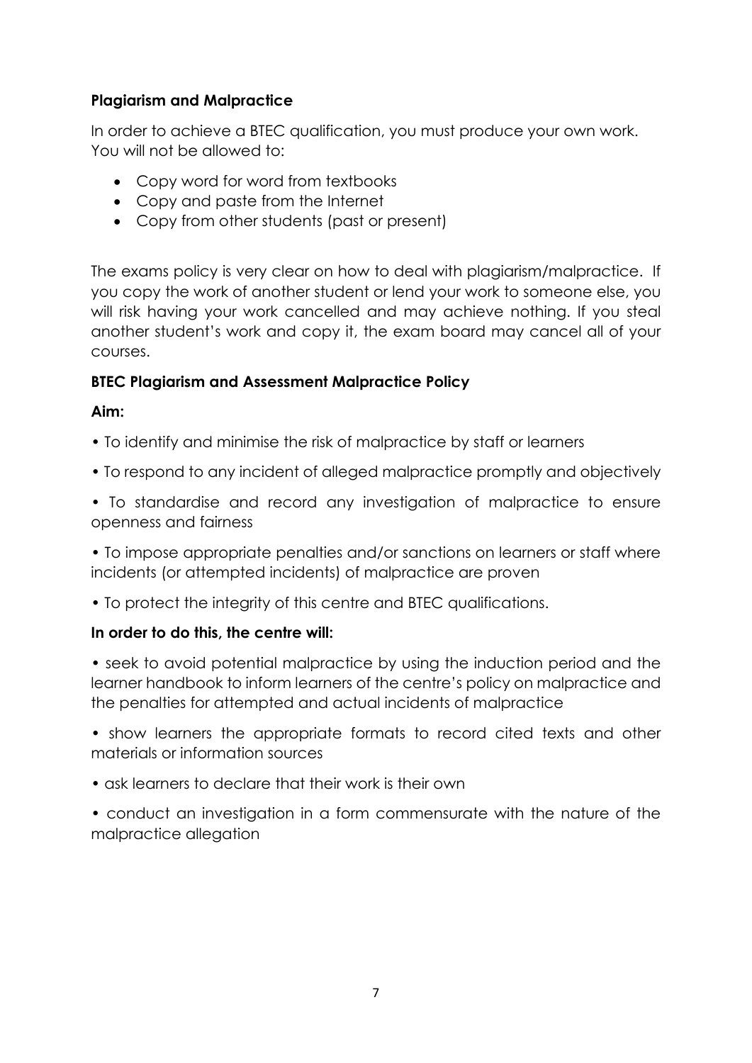**Plagiarism and Malpractice**

In order to achieve a BTEC qualification, you must produce your own work. You will not be allowed to:

- Copy word for word from textbooks
- Copy and paste from the Internet
- Copy from other students (past or present)

The exams policy is very clear on how to deal with plagiarism/malpractice. If you copy the work of another student or lend your work to someone else, you will risk having your work cancelled and may achieve nothing. If you steal another student's work and copy it, the exam board may cancel all of your courses.

**BTEC Plagiarism and Assessment Malpractice Policy**

**Aim:**

- To identify and minimise the risk of malpractice by staff or learners
- To respond to any incident of alleged malpractice promptly and objectively
- To standardise and record any investigation of malpractice to ensure openness and fairness
- To impose appropriate penalties and/or sanctions on learners or staff where incidents (or attempted incidents) of malpractice are proven
- To protect the integrity of this centre and BTEC qualifications.

**In order to do this, the centre will:**

- seek to avoid potential malpractice by using the induction period and the learner handbook to inform learners of the centre's policy on malpractice and the penalties for attempted and actual incidents of malpractice
- show learners the appropriate formats to record cited texts and other materials or information sources
- ask learners to declare that their work is their own
- conduct an investigation in a form commensurate with the nature of the malpractice allegation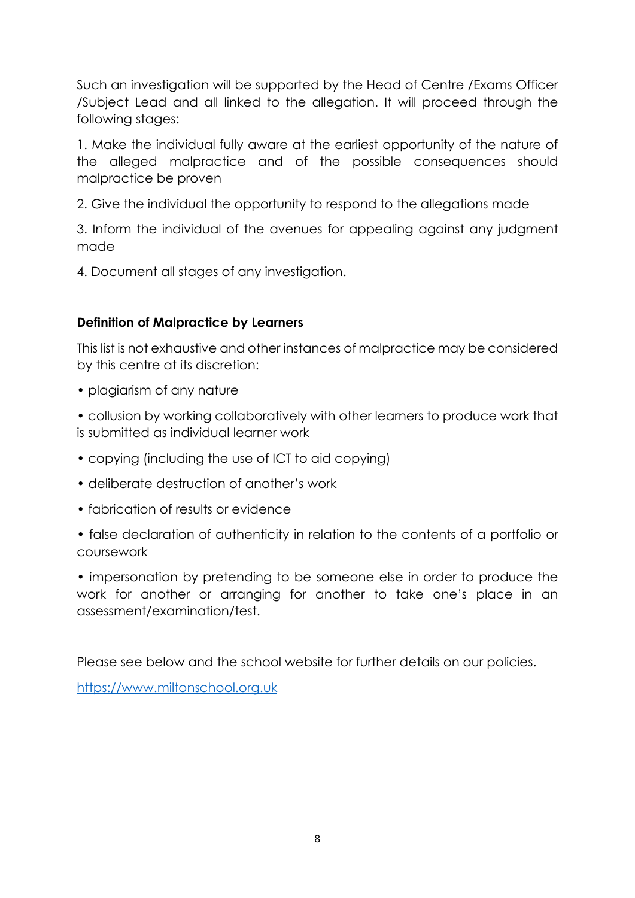Such an investigation will be supported by the Head of Centre /Exams Officer /Subject Lead and all linked to the allegation. It will proceed through the following stages:

1. Make the individual fully aware at the earliest opportunity of the nature of the alleged malpractice and of the possible consequences should malpractice be proven

2. Give the individual the opportunity to respond to the allegations made

3. Inform the individual of the avenues for appealing against any judgment made

4. Document all stages of any investigation.

**Definition of Malpractice by Learners**

This list is not exhaustive and other instances of malpractice may be considered by this centre at its discretion:

- plagiarism of any nature
- collusion by working collaboratively with other learners to produce work that is submitted as individual learner work
- copying (including the use of ICT to aid copying)
- deliberate destruction of another's work
- fabrication of results or evidence
- false declaration of authenticity in relation to the contents of a portfolio or coursework
- impersonation by pretending to be someone else in order to produce the work for another or arranging for another to take one's place in an assessment/examination/test.

Please see below and the school website for further details on our policies.

[https://www.miltonschool.org.uk](https://www.miltonschool.org.uk)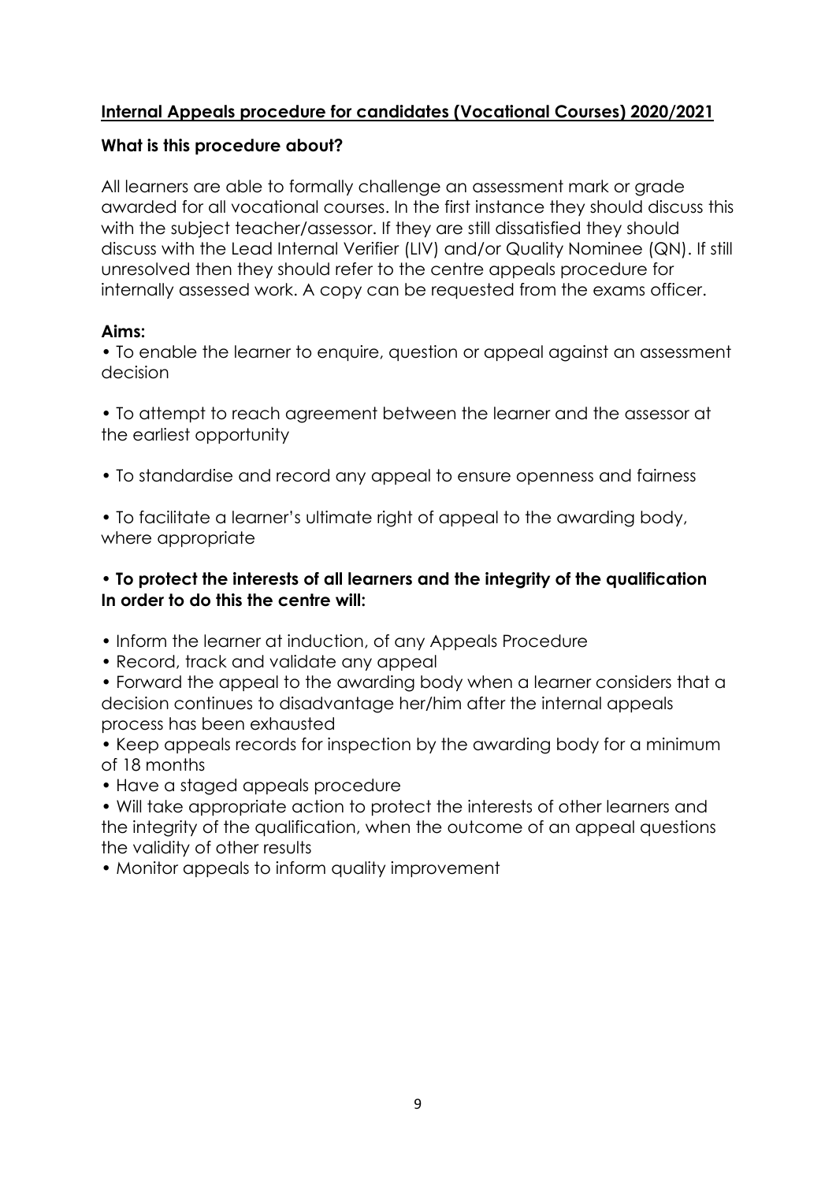## Internal Appeals procedure for candidates (Vocational Courses) 2020/2021

### What is this procedure about?

All learners are able to formally challenge an assessment mark or grade awarded for all vocational courses. In the first instance they should discuss this with the subject teacher/assessor. If they are still dissatisfied they should discuss with the Lead Internal Verifier (LIV) and/or Quality Nominee (QN). If still unresolved then they should refer to the centre appeals procedure for internally assessed work. A copy can be requested from the exams officer.

**Aims:**

- To enable the learner to enquire, question or appeal against an assessment decision
- To attempt to reach agreement between the learner and the assessor at the earliest opportunity
- To standardise and record any appeal to ensure openness and fairness
- To facilitate a learner's ultimate right of appeal to the awarding body, where appropriate
- **To protect the interests of all learners and the integrity of the qualification**

**In order to do this the centre will:**

- Inform the learner at induction, of any Appeals Procedure
- Record, track and validate any appeal
- Forward the appeal to the awarding body when a learner considers that a decision continues to disadvantage her/him after the internal appeals process has been exhausted
- Keep appeals records for inspection by the awarding body for a minimum of 18 months
- Have a staged appeals procedure
- Will take appropriate action to protect the interests of other learners and the integrity of the qualification, when the outcome of an appeal questions the validity of other results
- Monitor appeals to inform quality improvement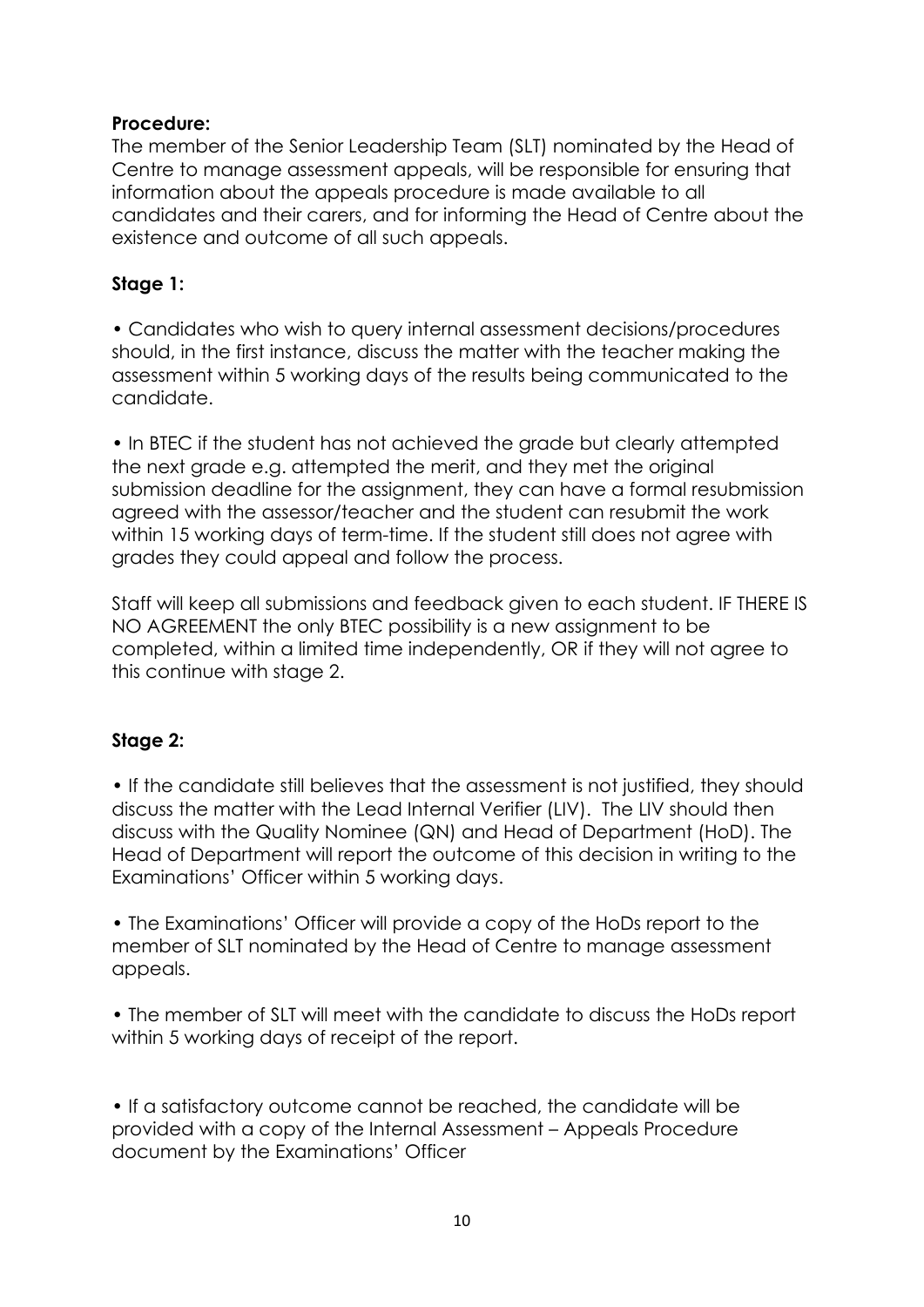**Procedure:**

The member of the Senior Leadership Team (SLT) nominated by the Head of Centre to manage assessment appeals, will be responsible for ensuring that information about the appeals procedure is made available to all candidates and their carers, and for informing the Head of Centre about the existence and outcome of all such appeals.

**Stage 1:**

- Candidates who wish to query internal assessment decisions/procedures should, in the first instance, discuss the matter with the teacher making the assessment within 5 working days of the results being communicated to the candidate.

- In BTEC if the student has not achieved the grade but clearly attempted the next grade e.g. attempted the merit, and they met the original submission deadline for the assignment, they can have a formal resubmission agreed with the assessor/teacher and the student can resubmit the work within 15 working days of term-time. If the student still does not agree with grades they could appeal and follow the process.

Staff will keep all submissions and feedback given to each student. IF THERE IS NO AGREEMENT the only BTEC possibility is a new assignment to be completed, within a limited time independently, OR if they will not agree to this continue with stage 2.

**Stage 2:**

- If the candidate still believes that the assessment is not justified, they should discuss the matter with the Lead Internal Verifier (LIV). The LIV should then discuss with the Quality Nominee (QN) and Head of Department (HoD). The Head of Department will report the outcome of this decision in writing to the Examinations' Officer within 5 working days.

- The Examinations' Officer will provide a copy of the HoDs report to the member of SLT nominated by the Head of Centre to manage assessment appeals.

- The member of SLT will meet with the candidate to discuss the HoDs report within 5 working days of receipt of the report.

- If a satisfactory outcome cannot be reached, the candidate will be provided with a copy of the Internal Assessment – Appeals Procedure document by the Examinations' Officer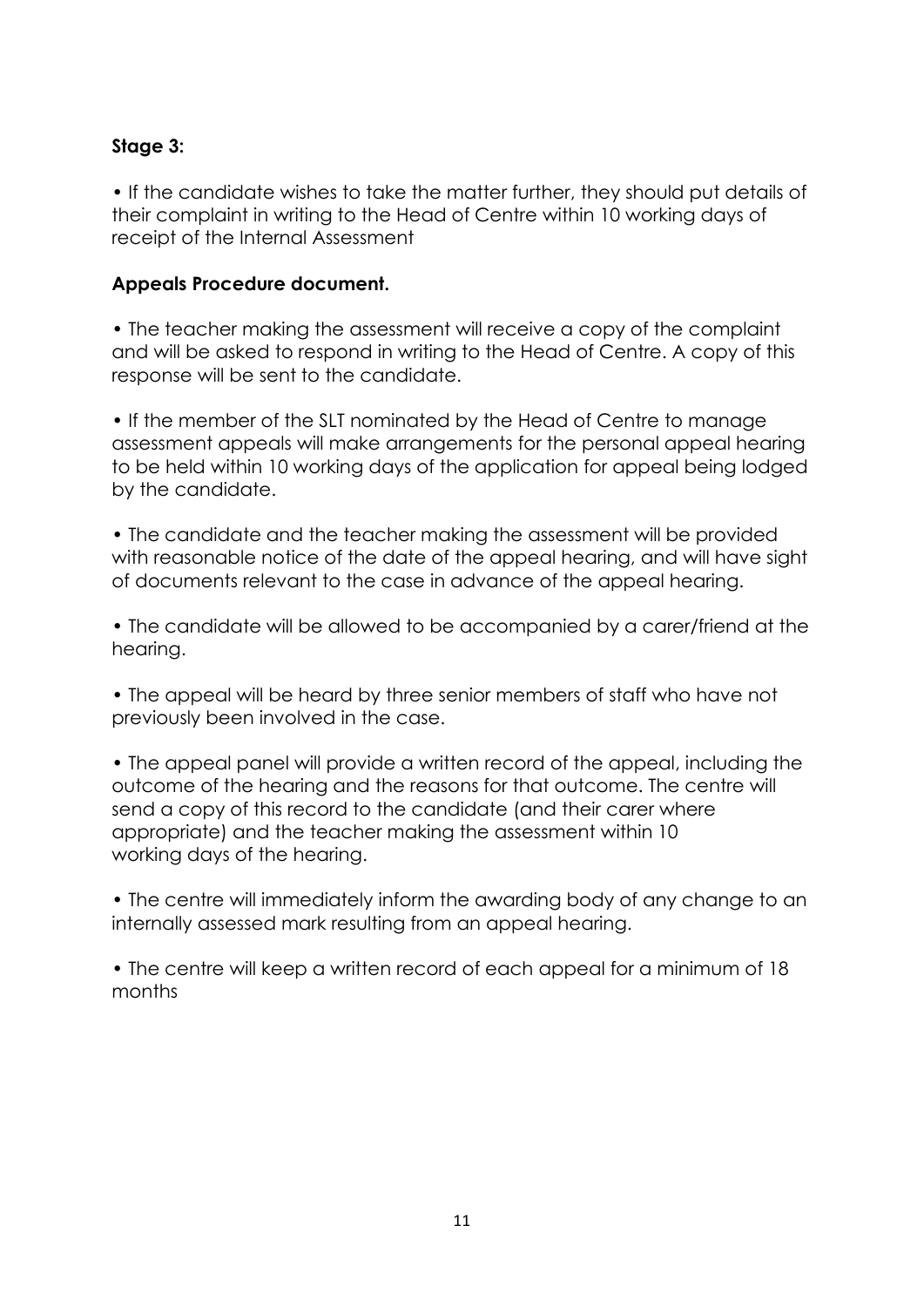**Stage 3:**

• If the candidate wishes to take the matter further, they should put details of their complaint in writing to the Head of Centre within 10 working days of receipt of the Internal Assessment

**Appeals Procedure document.**

• The teacher making the assessment will receive a copy of the complaint and will be asked to respond in writing to the Head of Centre. A copy of this response will be sent to the candidate.

• If the member of the SLT nominated by the Head of Centre to manage assessment appeals will make arrangements for the personal appeal hearing to be held within 10 working days of the application for appeal being lodged by the candidate.

• The candidate and the teacher making the assessment will be provided with reasonable notice of the date of the appeal hearing, and will have sight of documents relevant to the case in advance of the appeal hearing.

• The candidate will be allowed to be accompanied by a carer/friend at the hearing.

• The appeal will be heard by three senior members of staff who have not previously been involved in the case.

• The appeal panel will provide a written record of the appeal, including the outcome of the hearing and the reasons for that outcome. The centre will send a copy of this record to the candidate (and their carer where appropriate) and the teacher making the assessment within 10 working days of the hearing.

• The centre will immediately inform the awarding body of any change to an internally assessed mark resulting from an appeal hearing.

• The centre will keep a written record of each appeal for a minimum of 18 months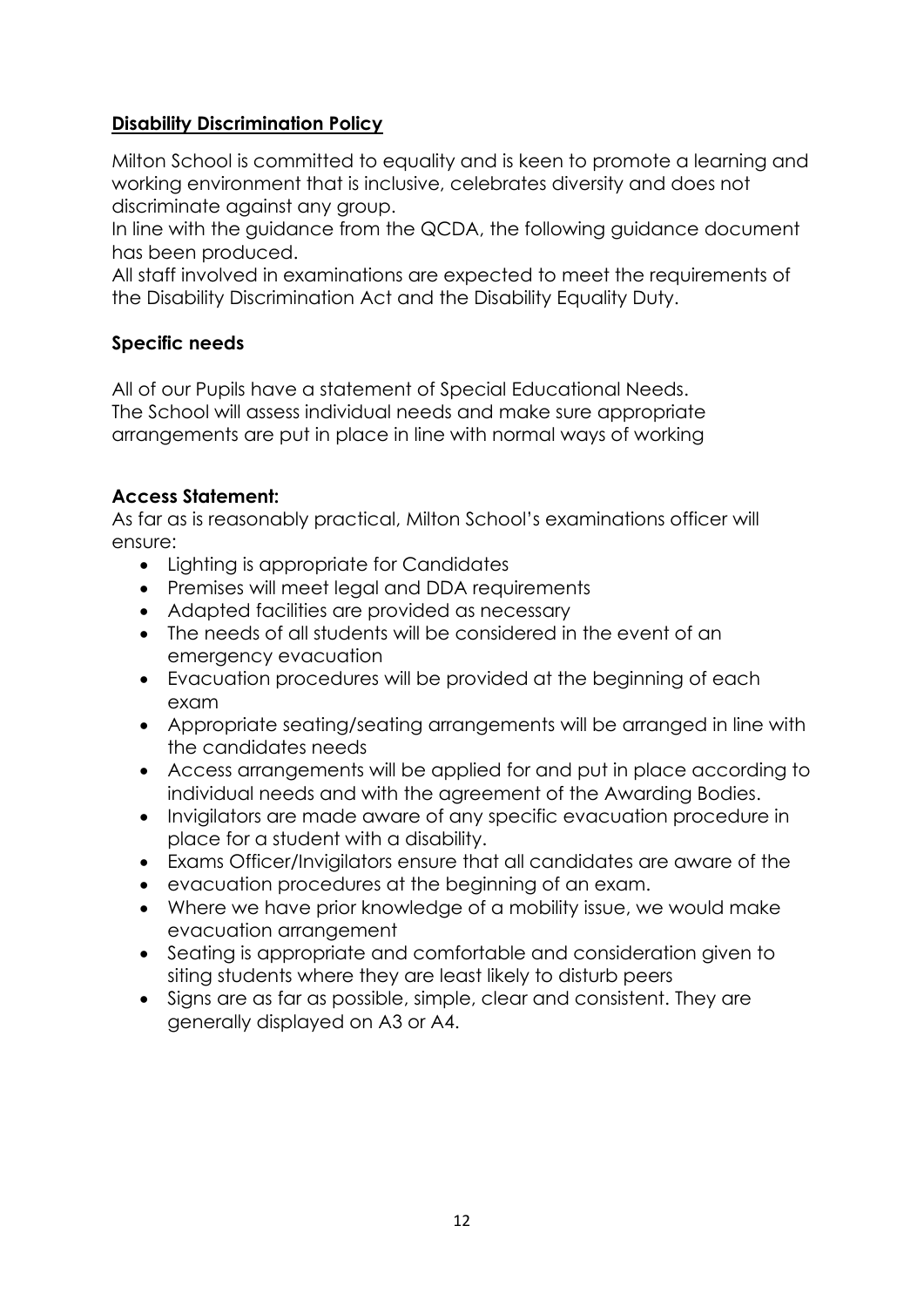## Disability Discrimination Policy

Milton School is committed to equality and is keen to promote a learning and working environment that is inclusive, celebrates diversity and does not discriminate against any group.

In line with the guidance from the QCDA, the following guidance document has been produced.

All staff involved in examinations are expected to meet the requirements of the Disability Discrimination Act and the Disability Equality Duty.

### Specific needs

All of our Pupils have a statement of Special Educational Needs.
The School will assess individual needs and make sure appropriate arrangements are put in place in line with normal ways of working

### Access Statement:

As far as is reasonably practical, Milton School's examinations officer will ensure:

- Lighting is appropriate for Candidates
- Premises will meet legal and DDA requirements
- Adapted facilities are provided as necessary
- The needs of all students will be considered in the event of an emergency evacuation
- Evacuation procedures will be provided at the beginning of each exam
- Appropriate seating/seating arrangements will be arranged in line with the candidates needs
- Access arrangements will be applied for and put in place according to individual needs and with the agreement of the Awarding Bodies.
- Invigilators are made aware of any specific evacuation procedure in place for a student with a disability.
- Exams Officer/Invigilators ensure that all candidates are aware of the
- evacuation procedures at the beginning of an exam.
- Where we have prior knowledge of a mobility issue, we would make evacuation arrangement
- Seating is appropriate and comfortable and consideration given to siting students where they are least likely to disturb peers
- Signs are as far as possible, simple, clear and consistent. They are generally displayed on A3 or A4.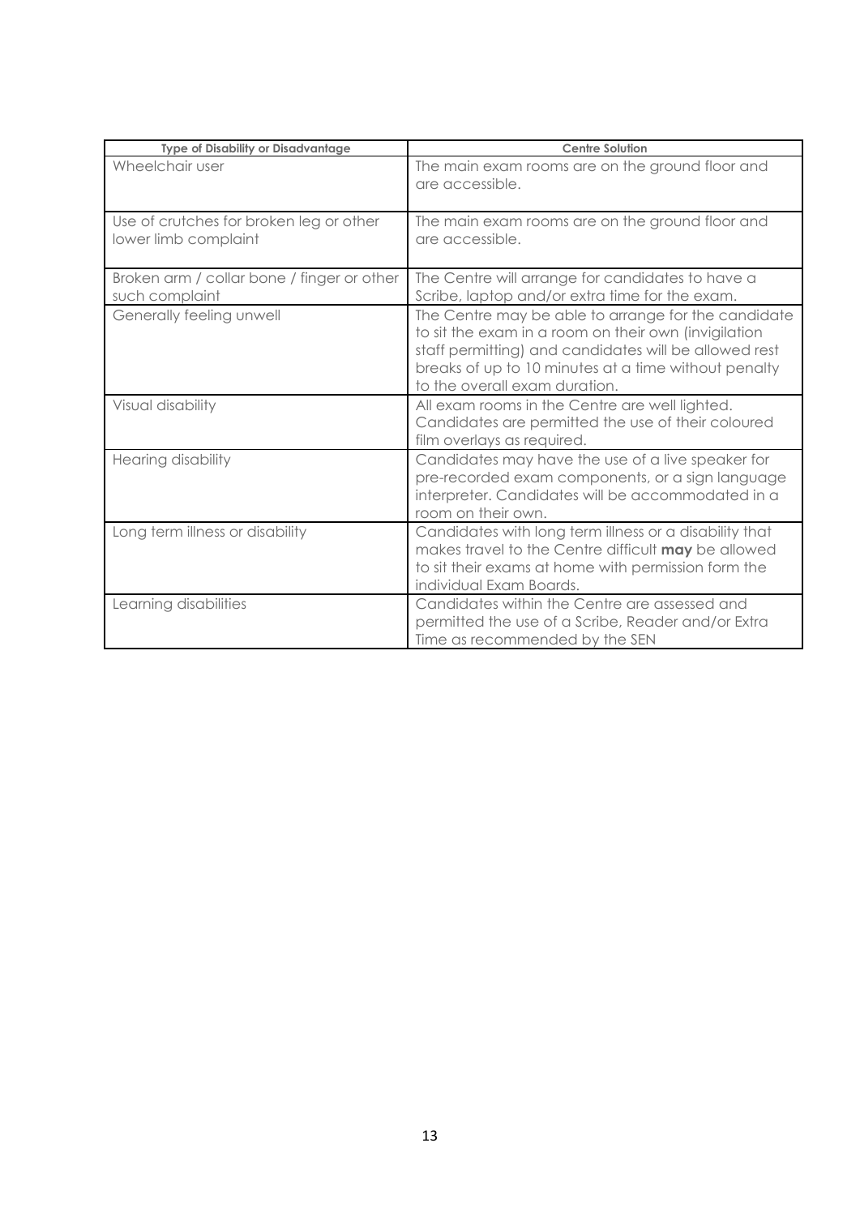| Type of Disability or Disadvantage | Centre Solution |
| --- | --- |
| Wheelchair user | The main exam rooms are on the ground floor and are accessible. |
| Use of crutches for broken leg or other lower limb complaint | The main exam rooms are on the ground floor and are accessible. |
| Broken arm / collar bone / finger or other such complaint | The Centre will arrange for candidates to have a Scribe, laptop and/or extra time for the exam. |
| Generally feeling unwell | The Centre may be able to arrange for the candidate to sit the exam in a room on their own (invigilation staff permitting) and candidates will be allowed rest breaks of up to 10 minutes at a time without penalty to the overall exam duration. |
| Visual disability | All exam rooms in the Centre are well lighted. Candidates are permitted the use of their coloured film overlays as required. |
| Hearing disability | Candidates may have the use of a live speaker for pre-recorded exam components, or a sign language interpreter. Candidates will be accommodated in a room on their own. |
| Long term illness or disability | Candidates with long term illness or a disability that makes travel to the Centre difficult **may** be allowed to sit their exams at home with permission form the individual Exam Boards. |
| Learning disabilities | Candidates within the Centre are assessed and permitted the use of a Scribe, Reader and/or Extra Time as recommended by the SEN |